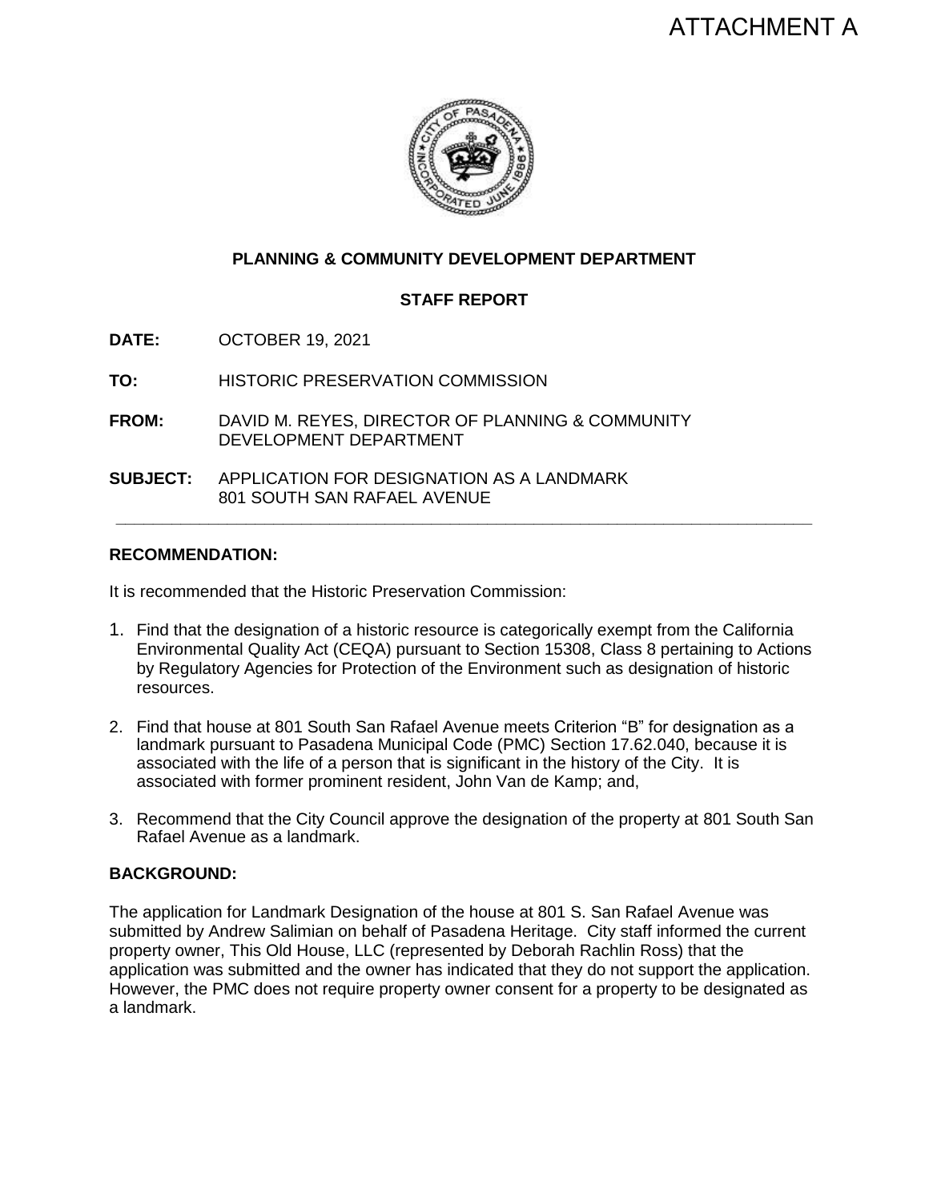ATTACHMENT A

**PLANNING & COMMUNITY DEVELOPMENT DEPARTMENT**

**STAFF REPORT**

**DATE:** OCTOBER 19, 2021

**TO:** HISTORIC PRESERVATION COMMISSION

**FROM:** DAVID M. REYES, DIRECTOR OF PLANNING & COMMUNITY DEVELOPMENT DEPARTMENT

**SUBJECT:** APPLICATION FOR DESIGNATION AS A LANDMARK 801 SOUTH SAN RAFAEL AVENUE

---

## RECOMMENDATION:

It is recommended that the Historic Preservation Commission:

1. Find that the designation of a historic resource is categorically exempt from the California Environmental Quality Act (CEQA) pursuant to Section 15308, Class 8 pertaining to Actions by Regulatory Agencies for Protection of the Environment such as designation of historic resources.

2. Find that house at 801 South San Rafael Avenue meets Criterion "B" for designation as a landmark pursuant to Pasadena Municipal Code (PMC) Section 17.62.040, because it is associated with the life of a person that is significant in the history of the City. It is associated with former prominent resident, John Van de Kamp; and,

3. Recommend that the City Council approve the designation of the property at 801 South San Rafael Avenue as a landmark.

## BACKGROUND:

The application for Landmark Designation of the house at 801 S. San Rafael Avenue was submitted by Andrew Salimian on behalf of Pasadena Heritage. City staff informed the current property owner, This Old House, LLC (represented by Deborah Rachlin Ross) that the application was submitted and the owner has indicated that they do not support the application. However, the PMC does not require property owner consent for a property to be designated as a landmark.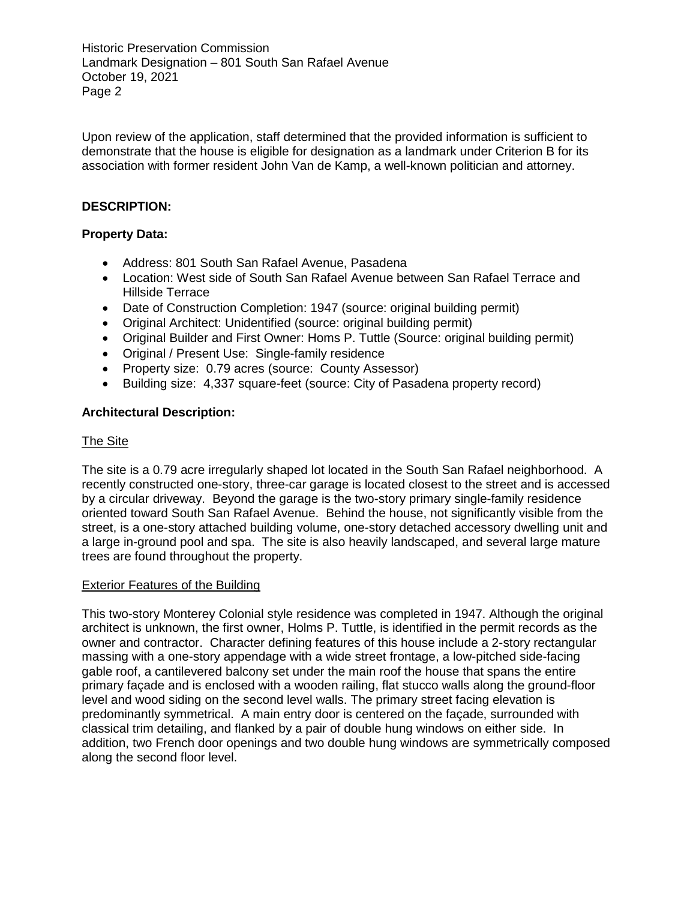Upon review of the application, staff determined that the provided information is sufficient to demonstrate that the house is eligible for designation as a landmark under Criterion B for its association with former resident John Van de Kamp, a well-known politician and attorney.

**DESCRIPTION:**

**Property Data:**

- Address: 801 South San Rafael Avenue, Pasadena
- Location: West side of South San Rafael Avenue between San Rafael Terrace and Hillside Terrace
- Date of Construction Completion: 1947 (source: original building permit)
- Original Architect: Unidentified (source: original building permit)
- Original Builder and First Owner: Homs P. Tuttle (Source: original building permit)
- Original / Present Use: Single-family residence
- Property size: 0.79 acres (source: County Assessor)
- Building size: 4,337 square-feet (source: City of Pasadena property record)

**Architectural Description:**

The Site

The site is a 0.79 acre irregularly shaped lot located in the South San Rafael neighborhood. A recently constructed one-story, three-car garage is located closest to the street and is accessed by a circular driveway. Beyond the garage is the two-story primary single-family residence oriented toward South San Rafael Avenue. Behind the house, not significantly visible from the street, is a one-story attached building volume, one-story detached accessory dwelling unit and a large in-ground pool and spa. The site is also heavily landscaped, and several large mature trees are found throughout the property.

Exterior Features of the Building

This two-story Monterey Colonial style residence was completed in 1947. Although the original architect is unknown, the first owner, Holms P. Tuttle, is identified in the permit records as the owner and contractor. Character defining features of this house include a 2-story rectangular massing with a one-story appendage with a wide street frontage, a low-pitched side-facing gable roof, a cantilevered balcony set under the main roof the house that spans the entire primary façade and is enclosed with a wooden railing, flat stucco walls along the ground-floor level and wood siding on the second level walls. The primary street facing elevation is predominantly symmetrical. A main entry door is centered on the façade, surrounded with classical trim detailing, and flanked by a pair of double hung windows on either side. In addition, two French door openings and two double hung windows are symmetrically composed along the second floor level.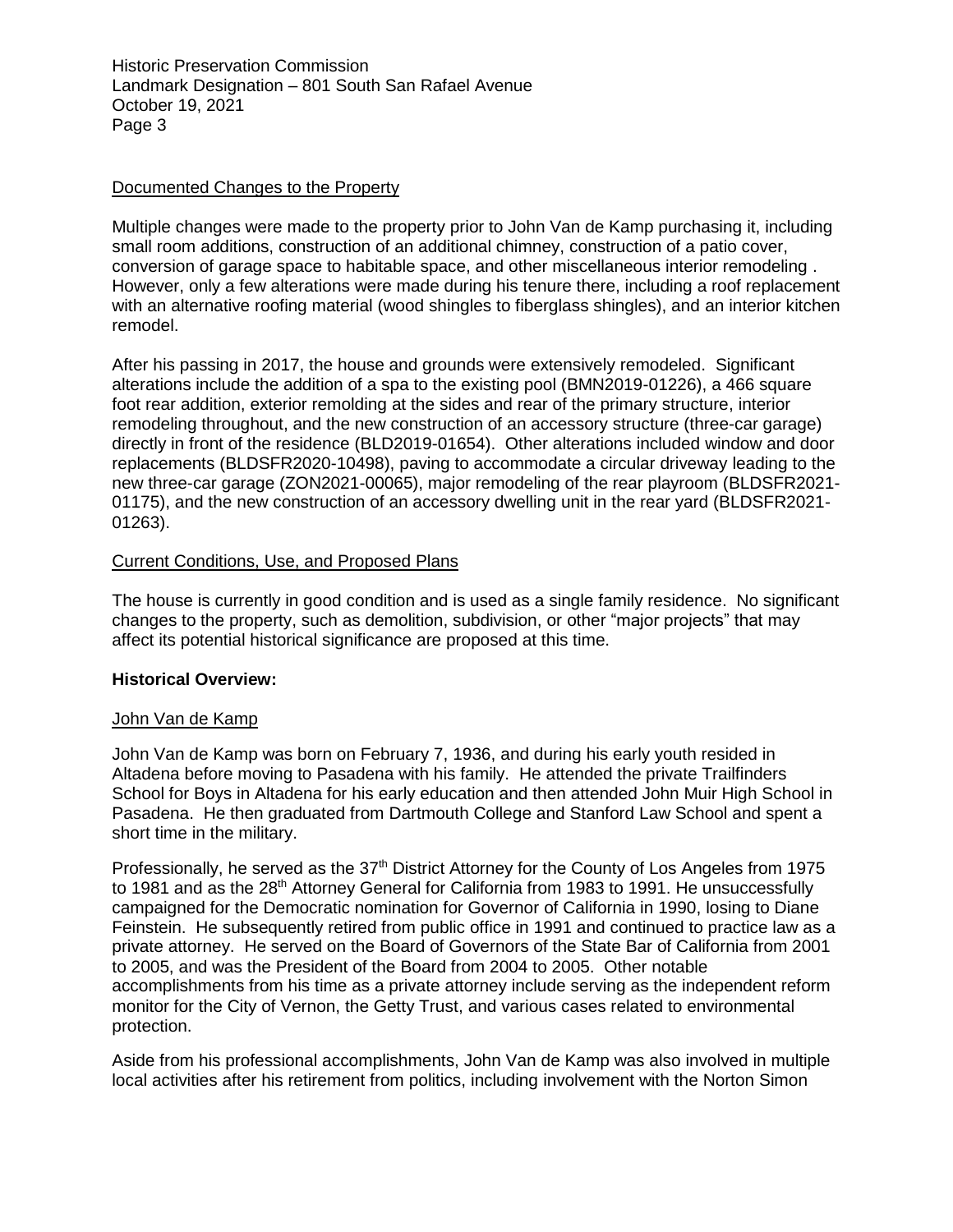Documented Changes to the Property

Multiple changes were made to the property prior to John Van de Kamp purchasing it, including small room additions, construction of an additional chimney, construction of a patio cover, conversion of garage space to habitable space, and other miscellaneous interior remodeling . However, only a few alterations were made during his tenure there, including a roof replacement with an alternative roofing material (wood shingles to fiberglass shingles), and an interior kitchen remodel.

After his passing in 2017, the house and grounds were extensively remodeled. Significant alterations include the addition of a spa to the existing pool (BMN2019-01226), a 466 square foot rear addition, exterior remolding at the sides and rear of the primary structure, interior remodeling throughout, and the new construction of an accessory structure (three-car garage) directly in front of the residence (BLD2019-01654). Other alterations included window and door replacements (BLDSFR2020-10498), paving to accommodate a circular driveway leading to the new three-car garage (ZON2021-00065), major remodeling of the rear playroom (BLDSFR2021-01175), and the new construction of an accessory dwelling unit in the rear yard (BLDSFR2021-01263).

Current Conditions, Use, and Proposed Plans

The house is currently in good condition and is used as a single family residence. No significant changes to the property, such as demolition, subdivision, or other "major projects" that may affect its potential historical significance are proposed at this time.

**Historical Overview:**

John Van de Kamp

John Van de Kamp was born on February 7, 1936, and during his early youth resided in Altadena before moving to Pasadena with his family. He attended the private Trailfinders School for Boys in Altadena for his early education and then attended John Muir High School in Pasadena. He then graduated from Dartmouth College and Stanford Law School and spent a short time in the military.

Professionally, he served as the 37th District Attorney for the County of Los Angeles from 1975 to 1981 and as the 28th Attorney General for California from 1983 to 1991. He unsuccessfully campaigned for the Democratic nomination for Governor of California in 1990, losing to Diane Feinstein. He subsequently retired from public office in 1991 and continued to practice law as a private attorney. He served on the Board of Governors of the State Bar of California from 2001 to 2005, and was the President of the Board from 2004 to 2005. Other notable accomplishments from his time as a private attorney include serving as the independent reform monitor for the City of Vernon, the Getty Trust, and various cases related to environmental protection.

Aside from his professional accomplishments, John Van de Kamp was also involved in multiple local activities after his retirement from politics, including involvement with the Norton Simon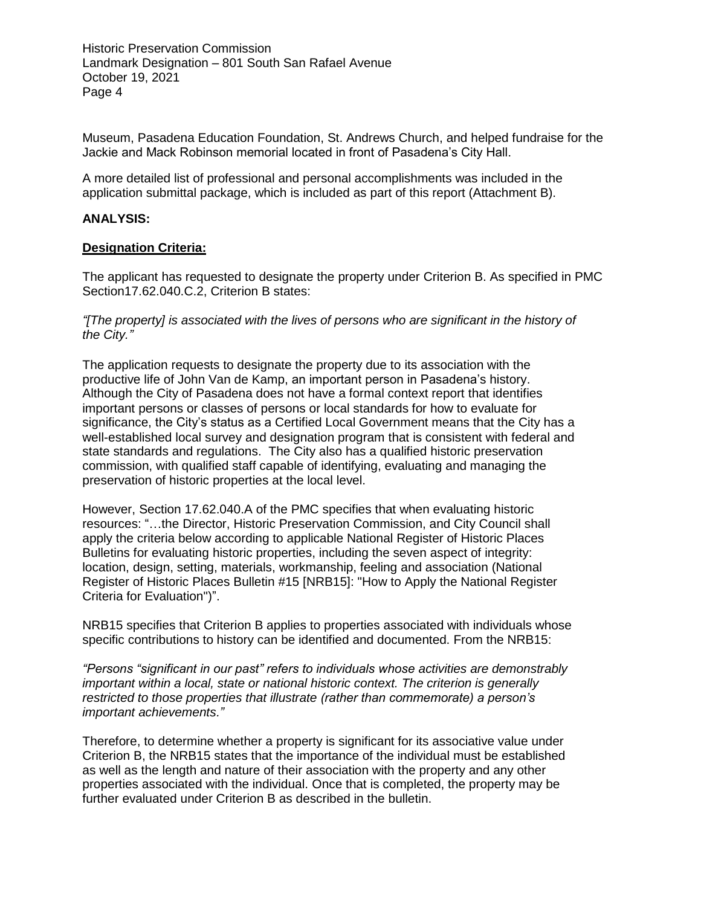Museum, Pasadena Education Foundation, St. Andrews Church, and helped fundraise for the Jackie and Mack Robinson memorial located in front of Pasadena's City Hall.

A more detailed list of professional and personal accomplishments was included in the application submittal package, which is included as part of this report (Attachment B).

**ANALYSIS:**

**Designation Criteria:**

The applicant has requested to designate the property under Criterion B. As specified in PMC Section17.62.040.C.2, Criterion B states:

*"[The property] is associated with the lives of persons who are significant in the history of the City."*

The application requests to designate the property due to its association with the productive life of John Van de Kamp, an important person in Pasadena's history. Although the City of Pasadena does not have a formal context report that identifies important persons or classes of persons or local standards for how to evaluate for significance, the City's status as a Certified Local Government means that the City has a well-established local survey and designation program that is consistent with federal and state standards and regulations. The City also has a qualified historic preservation commission, with qualified staff capable of identifying, evaluating and managing the preservation of historic properties at the local level.

However, Section 17.62.040.A of the PMC specifies that when evaluating historic resources: "…the Director, Historic Preservation Commission, and City Council shall apply the criteria below according to applicable National Register of Historic Places Bulletins for evaluating historic properties, including the seven aspect of integrity: location, design, setting, materials, workmanship, feeling and association (National Register of Historic Places Bulletin #15 [NRB15]: "How to Apply the National Register Criteria for Evaluation")".

NRB15 specifies that Criterion B applies to properties associated with individuals whose specific contributions to history can be identified and documented. From the NRB15:

*"Persons "significant in our past" refers to individuals whose activities are demonstrably important within a local, state or national historic context. The criterion is generally restricted to those properties that illustrate (rather than commemorate) a person's important achievements."*

Therefore, to determine whether a property is significant for its associative value under Criterion B, the NRB15 states that the importance of the individual must be established as well as the length and nature of their association with the property and any other properties associated with the individual. Once that is completed, the property may be further evaluated under Criterion B as described in the bulletin.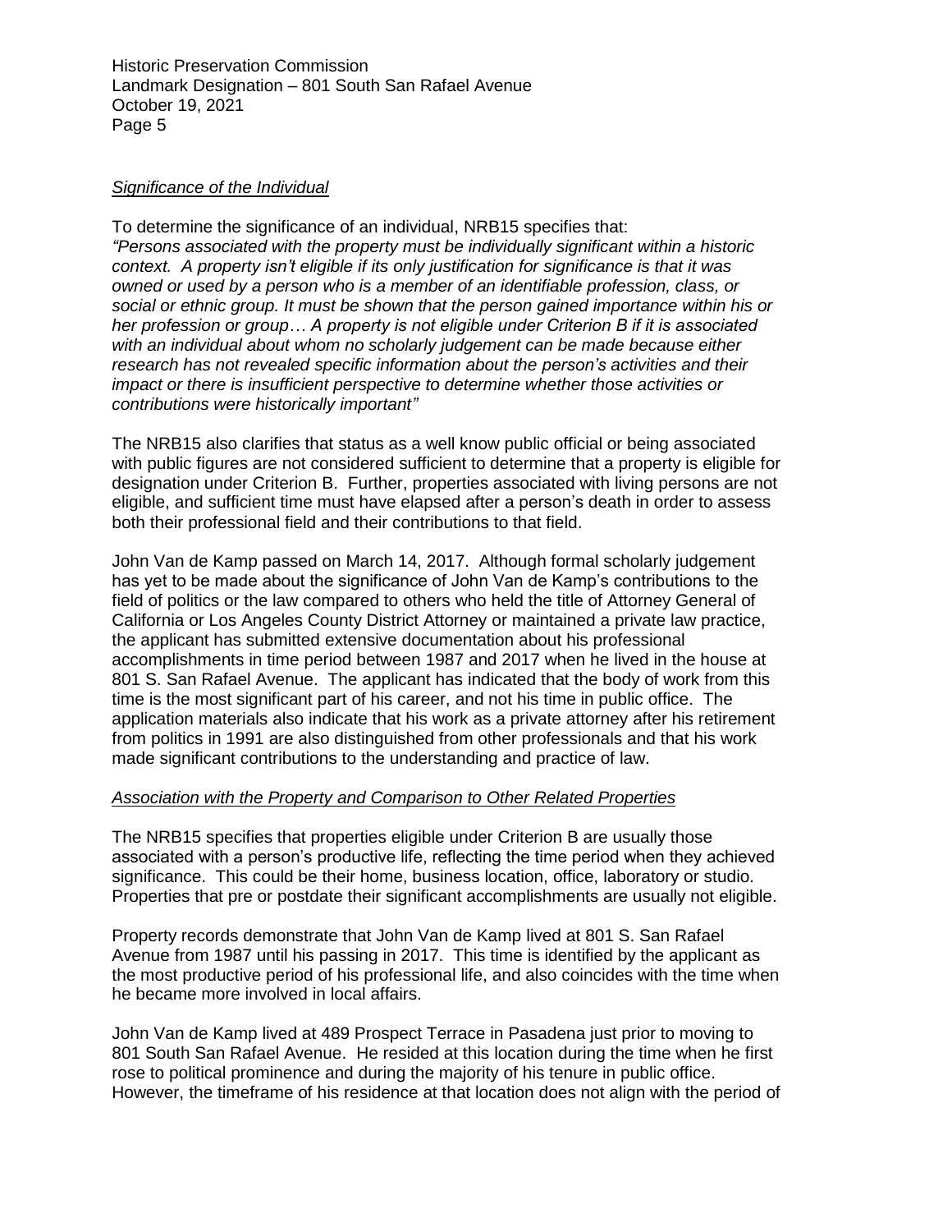*Significance of the Individual*

To determine the significance of an individual, NRB15 specifies that:
*"Persons associated with the property must be individually significant within a historic context. A property isn't eligible if its only justification for significance is that it was owned or used by a person who is a member of an identifiable profession, class, or social or ethnic group. It must be shown that the person gained importance within his or her profession or group… A property is not eligible under Criterion B if it is associated with an individual about whom no scholarly judgement can be made because either research has not revealed specific information about the person's activities and their impact or there is insufficient perspective to determine whether those activities or contributions were historically important"*

The NRB15 also clarifies that status as a well know public official or being associated with public figures are not considered sufficient to determine that a property is eligible for designation under Criterion B. Further, properties associated with living persons are not eligible, and sufficient time must have elapsed after a person's death in order to assess both their professional field and their contributions to that field.

John Van de Kamp passed on March 14, 2017. Although formal scholarly judgement has yet to be made about the significance of John Van de Kamp's contributions to the field of politics or the law compared to others who held the title of Attorney General of California or Los Angeles County District Attorney or maintained a private law practice, the applicant has submitted extensive documentation about his professional accomplishments in time period between 1987 and 2017 when he lived in the house at 801 S. San Rafael Avenue. The applicant has indicated that the body of work from this time is the most significant part of his career, and not his time in public office. The application materials also indicate that his work as a private attorney after his retirement from politics in 1991 are also distinguished from other professionals and that his work made significant contributions to the understanding and practice of law.

*Association with the Property and Comparison to Other Related Properties*

The NRB15 specifies that properties eligible under Criterion B are usually those associated with a person's productive life, reflecting the time period when they achieved significance. This could be their home, business location, office, laboratory or studio. Properties that pre or postdate their significant accomplishments are usually not eligible.

Property records demonstrate that John Van de Kamp lived at 801 S. San Rafael Avenue from 1987 until his passing in 2017. This time is identified by the applicant as the most productive period of his professional life, and also coincides with the time when he became more involved in local affairs.

John Van de Kamp lived at 489 Prospect Terrace in Pasadena just prior to moving to 801 South San Rafael Avenue. He resided at this location during the time when he first rose to political prominence and during the majority of his tenure in public office. However, the timeframe of his residence at that location does not align with the period of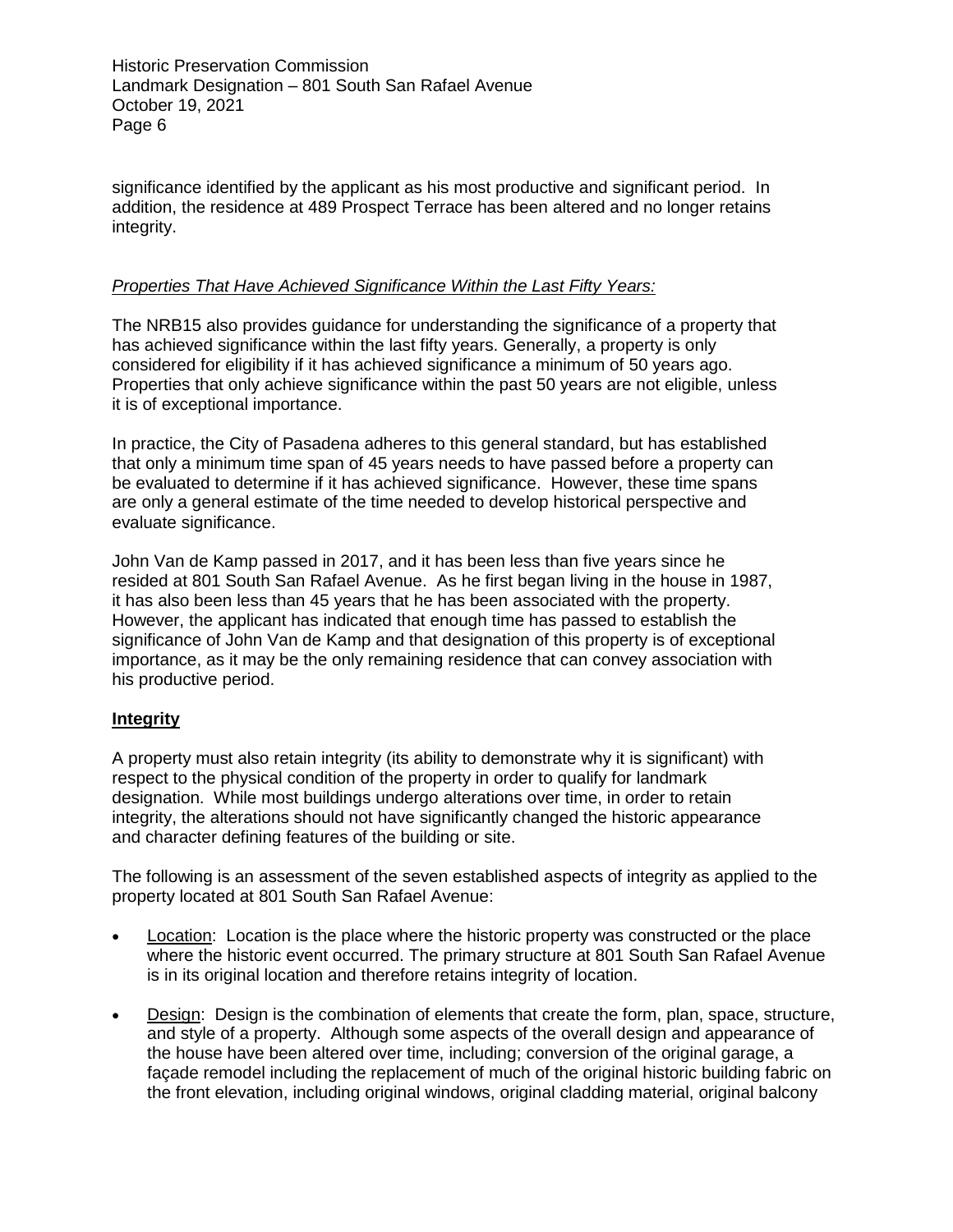significance identified by the applicant as his most productive and significant period. In addition, the residence at 489 Prospect Terrace has been altered and no longer retains integrity.

*Properties That Have Achieved Significance Within the Last Fifty Years:*

The NRB15 also provides guidance for understanding the significance of a property that has achieved significance within the last fifty years. Generally, a property is only considered for eligibility if it has achieved significance a minimum of 50 years ago. Properties that only achieve significance within the past 50 years are not eligible, unless it is of exceptional importance.

In practice, the City of Pasadena adheres to this general standard, but has established that only a minimum time span of 45 years needs to have passed before a property can be evaluated to determine if it has achieved significance. However, these time spans are only a general estimate of the time needed to develop historical perspective and evaluate significance.

John Van de Kamp passed in 2017, and it has been less than five years since he resided at 801 South San Rafael Avenue. As he first began living in the house in 1987, it has also been less than 45 years that he has been associated with the property. However, the applicant has indicated that enough time has passed to establish the significance of John Van de Kamp and that designation of this property is of exceptional importance, as it may be the only remaining residence that can convey association with his productive period.

## **Integrity**

A property must also retain integrity (its ability to demonstrate why it is significant) with respect to the physical condition of the property in order to qualify for landmark designation. While most buildings undergo alterations over time, in order to retain integrity, the alterations should not have significantly changed the historic appearance and character defining features of the building or site.

The following is an assessment of the seven established aspects of integrity as applied to the property located at 801 South San Rafael Avenue:

- Location: Location is the place where the historic property was constructed or the place where the historic event occurred. The primary structure at 801 South San Rafael Avenue is in its original location and therefore retains integrity of location.
- Design: Design is the combination of elements that create the form, plan, space, structure, and style of a property. Although some aspects of the overall design and appearance of the house have been altered over time, including; conversion of the original garage, a façade remodel including the replacement of much of the original historic building fabric on the front elevation, including original windows, original cladding material, original balcony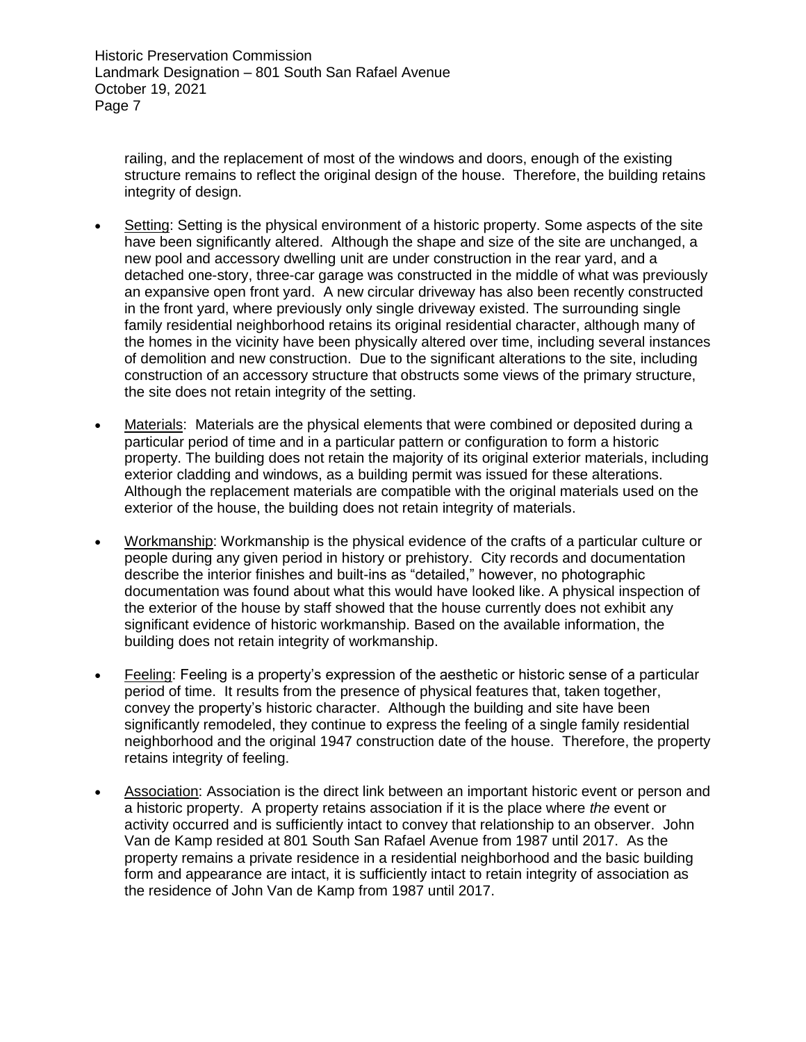railing, and the replacement of most of the windows and doors, enough of the existing structure remains to reflect the original design of the house. Therefore, the building retains integrity of design.

- Setting: Setting is the physical environment of a historic property. Some aspects of the site have been significantly altered. Although the shape and size of the site are unchanged, a new pool and accessory dwelling unit are under construction in the rear yard, and a detached one-story, three-car garage was constructed in the middle of what was previously an expansive open front yard. A new circular driveway has also been recently constructed in the front yard, where previously only single driveway existed. The surrounding single family residential neighborhood retains its original residential character, although many of the homes in the vicinity have been physically altered over time, including several instances of demolition and new construction. Due to the significant alterations to the site, including construction of an accessory structure that obstructs some views of the primary structure, the site does not retain integrity of the setting.

- Materials: Materials are the physical elements that were combined or deposited during a particular period of time and in a particular pattern or configuration to form a historic property. The building does not retain the majority of its original exterior materials, including exterior cladding and windows, as a building permit was issued for these alterations. Although the replacement materials are compatible with the original materials used on the exterior of the house, the building does not retain integrity of materials.

- Workmanship: Workmanship is the physical evidence of the crafts of a particular culture or people during any given period in history or prehistory. City records and documentation describe the interior finishes and built-ins as "detailed," however, no photographic documentation was found about what this would have looked like. A physical inspection of the exterior of the house by staff showed that the house currently does not exhibit any significant evidence of historic workmanship. Based on the available information, the building does not retain integrity of workmanship.

- Feeling: Feeling is a property's expression of the aesthetic or historic sense of a particular period of time. It results from the presence of physical features that, taken together, convey the property's historic character. Although the building and site have been significantly remodeled, they continue to express the feeling of a single family residential neighborhood and the original 1947 construction date of the house. Therefore, the property retains integrity of feeling.

- Association: Association is the direct link between an important historic event or person and a historic property. A property retains association if it is the place where *the* event or activity occurred and is sufficiently intact to convey that relationship to an observer. John Van de Kamp resided at 801 South San Rafael Avenue from 1987 until 2017. As the property remains a private residence in a residential neighborhood and the basic building form and appearance are intact, it is sufficiently intact to retain integrity of association as the residence of John Van de Kamp from 1987 until 2017.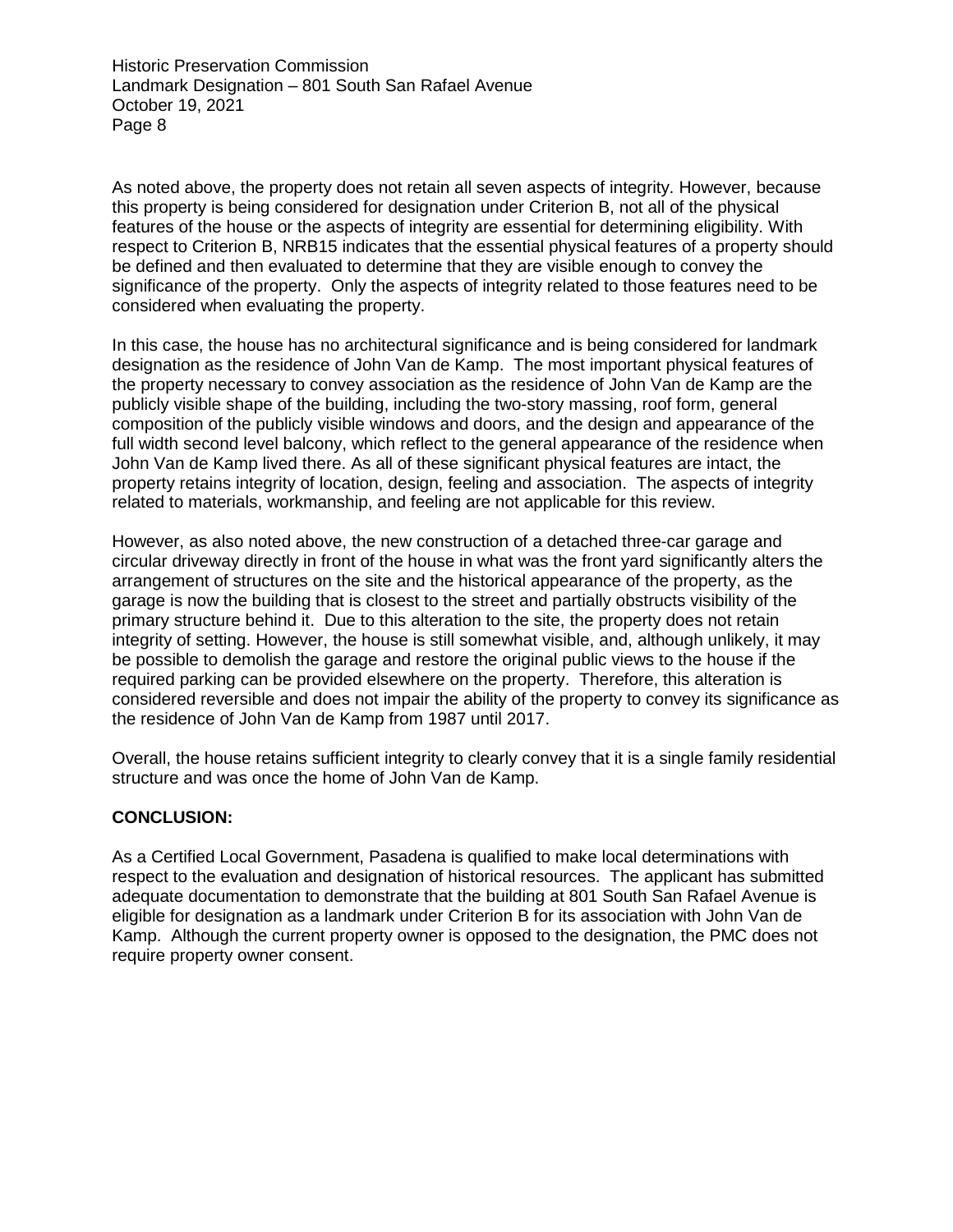As noted above, the property does not retain all seven aspects of integrity. However, because this property is being considered for designation under Criterion B, not all of the physical features of the house or the aspects of integrity are essential for determining eligibility. With respect to Criterion B, NRB15 indicates that the essential physical features of a property should be defined and then evaluated to determine that they are visible enough to convey the significance of the property. Only the aspects of integrity related to those features need to be considered when evaluating the property.

In this case, the house has no architectural significance and is being considered for landmark designation as the residence of John Van de Kamp. The most important physical features of the property necessary to convey association as the residence of John Van de Kamp are the publicly visible shape of the building, including the two-story massing, roof form, general composition of the publicly visible windows and doors, and the design and appearance of the full width second level balcony, which reflect to the general appearance of the residence when John Van de Kamp lived there. As all of these significant physical features are intact, the property retains integrity of location, design, feeling and association. The aspects of integrity related to materials, workmanship, and feeling are not applicable for this review.

However, as also noted above, the new construction of a detached three-car garage and circular driveway directly in front of the house in what was the front yard significantly alters the arrangement of structures on the site and the historical appearance of the property, as the garage is now the building that is closest to the street and partially obstructs visibility of the primary structure behind it. Due to this alteration to the site, the property does not retain integrity of setting. However, the house is still somewhat visible, and, although unlikely, it may be possible to demolish the garage and restore the original public views to the house if the required parking can be provided elsewhere on the property. Therefore, this alteration is considered reversible and does not impair the ability of the property to convey its significance as the residence of John Van de Kamp from 1987 until 2017.

Overall, the house retains sufficient integrity to clearly convey that it is a single family residential structure and was once the home of John Van de Kamp.

**CONCLUSION:**

As a Certified Local Government, Pasadena is qualified to make local determinations with respect to the evaluation and designation of historical resources. The applicant has submitted adequate documentation to demonstrate that the building at 801 South San Rafael Avenue is eligible for designation as a landmark under Criterion B for its association with John Van de Kamp. Although the current property owner is opposed to the designation, the PMC does not require property owner consent.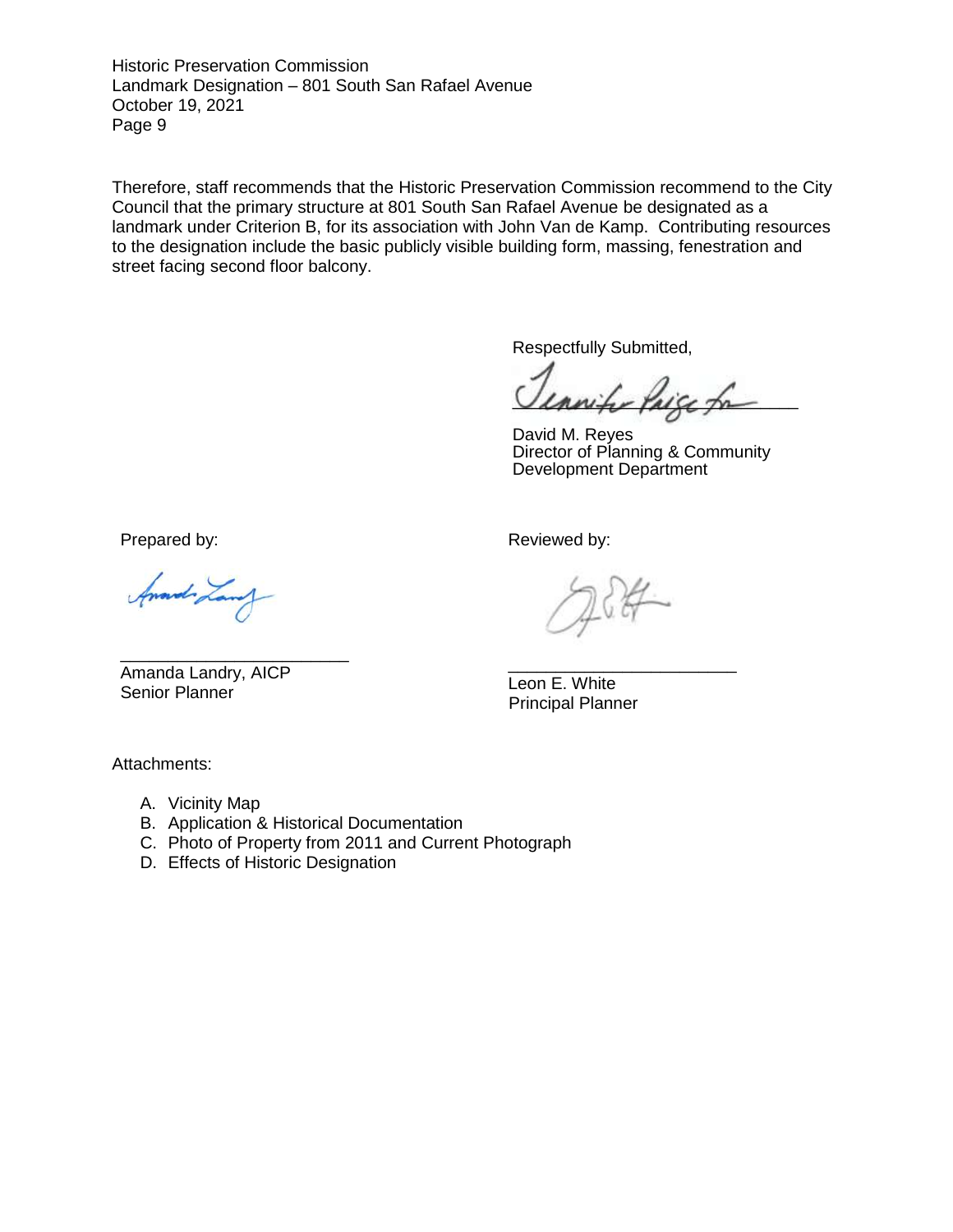Therefore, staff recommends that the Historic Preservation Commission recommend to the City Council that the primary structure at 801 South San Rafael Avenue be designated as a landmark under Criterion B, for its association with John Van de Kamp. Contributing resources to the designation include the basic publicly visible building form, massing, fenestration and street facing second floor balcony.

Respectfully Submitted,

Jennifer Paige for

David M. Reyes
Director of Planning & Community Development Department

Prepared by:

Amanda Landry, AICP
Senior Planner

Reviewed by:

Leon E. White
Principal Planner

Attachments:

A. Vicinity Map
B. Application & Historical Documentation
C. Photo of Property from 2011 and Current Photograph
D. Effects of Historic Designation